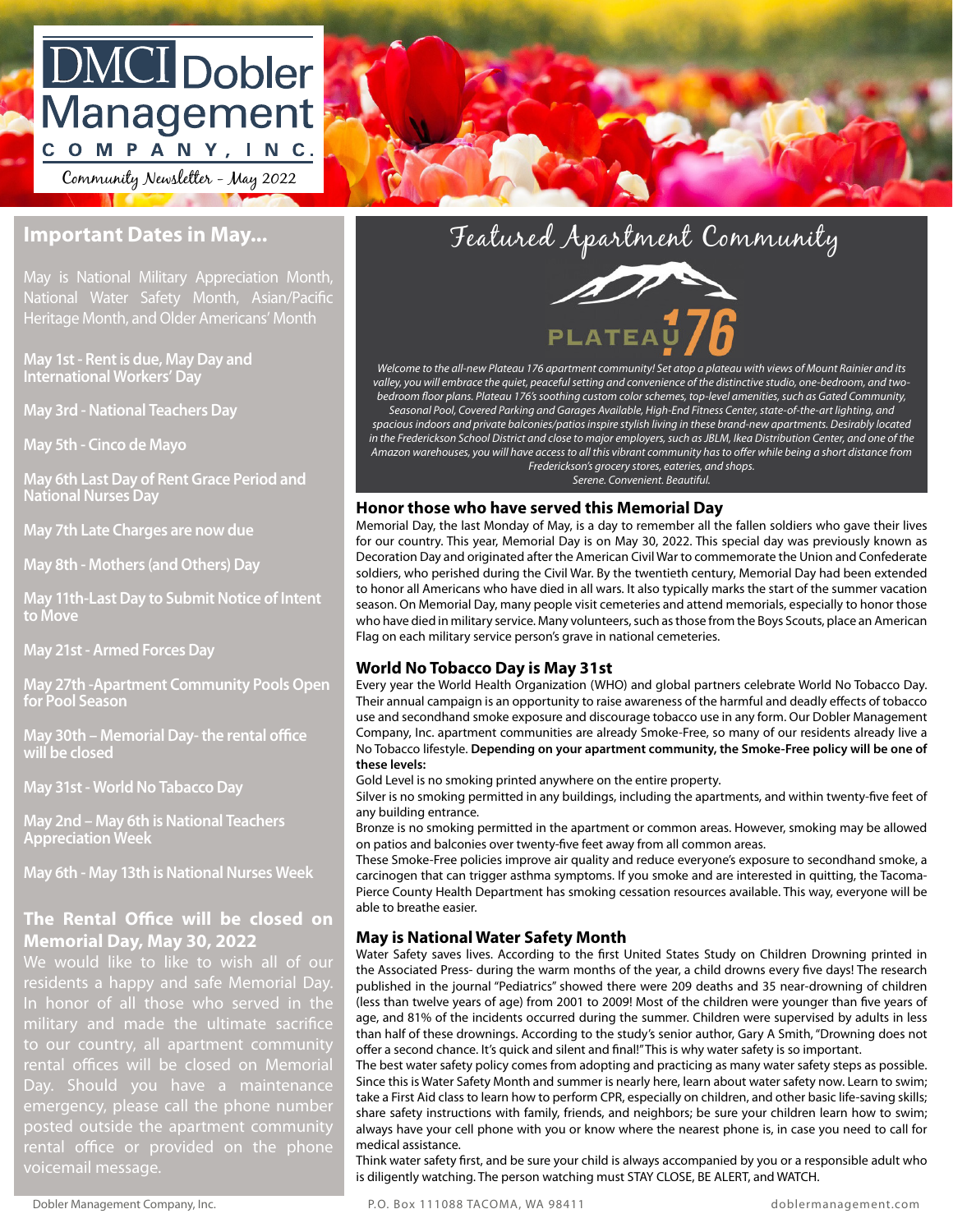# DMCI Dobler Management Company, Inc.

Community Newsletter - May 2022

## Important Dates in May...

May is National Military Appreciation Month, National Water Safety Month, Asian/Pacific Heritage Month, and Older Americans' Month

May 1st - Rent is due, May Day and International Workers' Day

May 3rd - National Teachers Day

May 5th - Cinco de Mayo

May 6th Last Day of Rent Grace Period and National Nurses Day

May 7th Late Charges are now due

May 8th - Mothers (and Others) Day

May 11th-Last Day to Submit Notice of Intent to Move

May 21st - Armed Forces Day

May 27th -Apartment Community Pools Open for Pool Season

May 30th – Memorial Day- the rental office will be closed

May 31st - World No Tabacco Day

May 2nd – May 6th is National Teachers Appreciation Week

May 6th - May 13th is National Nurses Week

## The Rental Office will be closed on Memorial Day, May 30, 2022

We would like to like to wish all of our residents a happy and safe Memorial Day. In honor of all those who served in the military and made the ultimate sacrifice to our country, all apartment community rental offices will be closed on Memorial Day. Should you have a maintenance emergency, please call the phone number posted outside the apartment community rental office or provided on the phone voicemail message.

## Featured Apartment Community

PLATEAU 176

*Welcome to the all-new Plateau 176 apartment community! Set atop a plateau with views of Mount Rainier and its valley, you will embrace the quiet, peaceful setting and convenience of the distinctive studio, one-bedroom, and two-bedroom floor plans. Plateau 176's soothing custom color schemes, top-level amenities, such as Gated Community, Seasonal Pool, Covered Parking and Garages Available, High-End Fitness Center, state-of-the-art lighting, and spacious indoors and private balconies/patios inspire stylish living in these brand-new apartments. Desirably located in the Frederickson School District and close to major employers, such as JBLM, Ikea Distribution Center, and one of the Amazon warehouses, you will have access to all this vibrant community has to offer while being a short distance from Frederickson's grocery stores, eateries, and shops.*

*Serene. Convenient. Beautiful.*

### Honor those who have served this Memorial Day

Memorial Day, the last Monday of May, is a day to remember all the fallen soldiers who gave their lives for our country. This year, Memorial Day is on May 30, 2022. This special day was previously known as Decoration Day and originated after the American Civil War to commemorate the Union and Confederate soldiers, who perished during the Civil War. By the twentieth century, Memorial Day had been extended to honor all Americans who have died in all wars. It also typically marks the start of the summer vacation season. On Memorial Day, many people visit cemeteries and attend memorials, especially to honor those who have died in military service. Many volunteers, such as those from the Boys Scouts, place an American Flag on each military service person's grave in national cemeteries.

### World No Tobacco Day is May 31st

Every year the World Health Organization (WHO) and global partners celebrate World No Tobacco Day. Their annual campaign is an opportunity to raise awareness of the harmful and deadly effects of tobacco use and secondhand smoke exposure and discourage tobacco use in any form. Our Dobler Management Company, Inc. apartment communities are already Smoke-Free, so many of our residents already live a No Tobacco lifestyle. **Depending on your apartment community, the Smoke-Free policy will be one of these levels:**

Gold Level is no smoking printed anywhere on the entire property.

Silver is no smoking permitted in any buildings, including the apartments, and within twenty-five feet of any building entrance.

Bronze is no smoking permitted in the apartment or common areas. However, smoking may be allowed on patios and balconies over twenty-five feet away from all common areas.

These Smoke-Free policies improve air quality and reduce everyone's exposure to secondhand smoke, a carcinogen that can trigger asthma symptoms. If you smoke and are interested in quitting, the Tacoma-Pierce County Health Department has smoking cessation resources available. This way, everyone will be able to breathe easier.

### May is National Water Safety Month

Water Safety saves lives. According to the first United States Study on Children Drowning printed in the Associated Press- during the warm months of the year, a child drowns every five days! The research published in the journal "Pediatrics" showed there were 209 deaths and 35 near-drowning of children (less than twelve years of age) from 2001 to 2009! Most of the children were younger than five years of age, and 81% of the incidents occurred during the summer. Children were supervised by adults in less than half of these drownings. According to the study's senior author, Gary A Smith, "Drowning does not offer a second chance. It's quick and silent and final!" This is why water safety is so important.

The best water safety policy comes from adopting and practicing as many water safety steps as possible. Since this is Water Safety Month and summer is nearly here, learn about water safety now. Learn to swim; take a First Aid class to learn how to perform CPR, especially on children, and other basic life-saving skills; share safety instructions with family, friends, and neighbors; be sure your children learn how to swim; always have your cell phone with you or know where the nearest phone is, in case you need to call for medical assistance.

Think water safety first, and be sure your child is always accompanied by you or a responsible adult who is diligently watching. The person watching must STAY CLOSE, BE ALERT, and WATCH.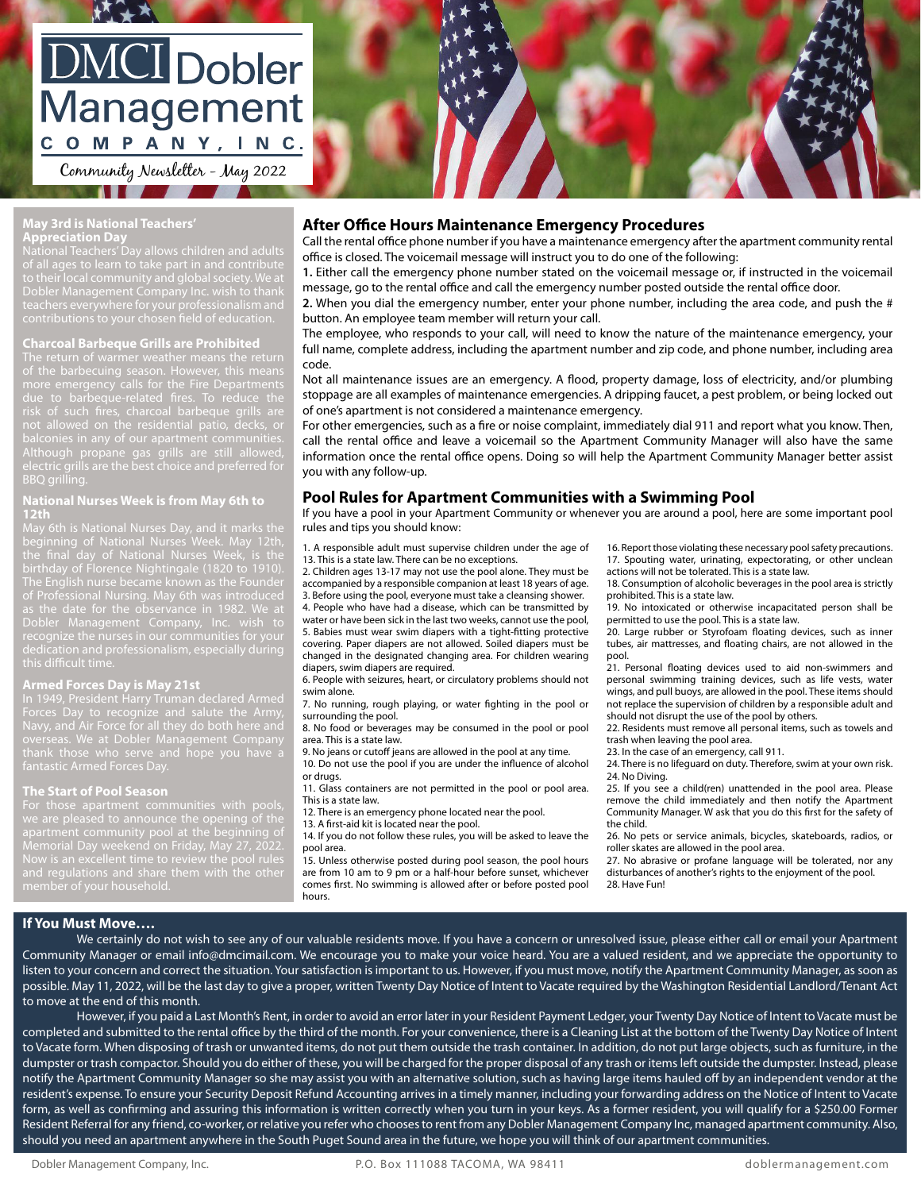DMCI Dobler Management COMPANY, INC.

Community Newsletter - May 2022

### May 3rd is National Teachers' Appreciation Day

National Teachers' Day allows children and adults of all ages to learn to take part in and contribute to their local community and global society. We at Dobler Management Company Inc. wish to thank teachers everywhere for your professionalism and contributions to your chosen field of education.

### Charcoal Barbeque Grills are Prohibited

The return of warmer weather means the return of the barbecuing season. However, this means more emergency calls for the Fire Departments due to barbeque-related fires. To reduce the risk of such fires, charcoal barbeque grills are not allowed on the residential patio, decks, or balconies in any of our apartment communities. Although propane gas grills are still allowed, electric grills are the best choice and preferred for BBQ grilling.

### National Nurses Week is from May 6th to 12th

May 6th is National Nurses Day, and it marks the beginning of National Nurses Week. May 12th, the final day of National Nurses Week, is the birthday of Florence Nightingale (1820 to 1910). The English nurse became known as the Founder of Professional Nursing. May 6th was introduced as the date for the observance in 1982. We at Dobler Management Company, Inc. wish to recognize the nurses in our communities for your dedication and professionalism, especially during this difficult time.

### Armed Forces Day is May 21st

In 1949, President Harry Truman declared Armed Forces Day to recognize and salute the Army, Navy, and Air Force for all they do both here and overseas. We at Dobler Management Company thank those who serve and hope you have a fantastic Armed Forces Day.

### The Start of Pool Season

For those apartment communities with pools, we are pleased to announce the opening of the apartment community pool at the beginning of Memorial Day weekend on Friday, May 27, 2022. Now is an excellent time to review the pool rules and regulations and share them with the other member of your household.

## After Office Hours Maintenance Emergency Procedures

Call the rental office phone number if you have a maintenance emergency after the apartment community rental office is closed. The voicemail message will instruct you to do one of the following:

**1.** Either call the emergency phone number stated on the voicemail message or, if instructed in the voicemail message, go to the rental office and call the emergency number posted outside the rental office door.

**2.** When you dial the emergency number, enter your phone number, including the area code, and push the # button. An employee team member will return your call.

The employee, who responds to your call, will need to know the nature of the maintenance emergency, your full name, complete address, including the apartment number and zip code, and phone number, including area code.

Not all maintenance issues are an emergency. A flood, property damage, loss of electricity, and/or plumbing stoppage are all examples of maintenance emergencies. A dripping faucet, a pest problem, or being locked out of one's apartment is not considered a maintenance emergency.

For other emergencies, such as a fire or noise complaint, immediately dial 911 and report what you know. Then, call the rental office and leave a voicemail so the Apartment Community Manager will also have the same information once the rental office opens. Doing so will help the Apartment Community Manager better assist you with any follow-up.

## Pool Rules for Apartment Communities with a Swimming Pool

If you have a pool in your Apartment Community or whenever you are around a pool, here are some important pool rules and tips you should know:

1. A responsible adult must supervise children under the age of 13. This is a state law. There can be no exceptions.
2. Children ages 13-17 may not use the pool alone. They must be accompanied by a responsible companion at least 18 years of age.
3. Before using the pool, everyone must take a cleansing shower.
4. People who have had a disease, which can be transmitted by water or have been sick in the last two weeks, cannot use the pool,
5. Babies must wear swim diapers with a tight-fitting protective covering. Paper diapers are not allowed. Soiled diapers must be changed in the designated changing area. For children wearing diapers, swim diapers are required.
6. People with seizures, heart, or circulatory problems should not swim alone.
7. No running, rough playing, or water fighting in the pool or surrounding the pool.
8. No food or beverages may be consumed in the pool or pool area. This is a state law.
9. No jeans or cutoff jeans are allowed in the pool at any time.
10. Do not use the pool if you are under the influence of alcohol or drugs.
11. Glass containers are not permitted in the pool or pool area. This is a state law.
12. There is an emergency phone located near the pool.
13. A first-aid kit is located near the pool.
14. If you do not follow these rules, you will be asked to leave the pool area.
15. Unless otherwise posted during pool season, the pool hours are from 10 am to 9 pm or a half-hour before sunset, whichever comes first. No swimming is allowed after or before posted pool hours.
16. Report those violating these necessary pool safety precautions.
17. Spouting water, urinating, expectorating, or other unclean actions will not be tolerated. This is a state law.
18. Consumption of alcoholic beverages in the pool area is strictly prohibited. This is a state law.
19. No intoxicated or otherwise incapacitated person shall be permitted to use the pool. This is a state law.
20. Large rubber or Styrofoam floating devices, such as inner tubes, air mattresses, and floating chairs, are not allowed in the pool.
21. Personal floating devices used to aid non-swimmers and personal swimming training devices, such as life vests, water wings, and pull buoys, are allowed in the pool. These items should not replace the supervision of children by a responsible adult and should not disrupt the use of the pool by others.
22. Residents must remove all personal items, such as towels and trash when leaving the pool area.
23. In the case of an emergency, call 911.
24. There is no lifeguard on duty. Therefore, swim at your own risk.
24. No Diving.
25. If you see a child(ren) unattended in the pool area. Please remove the child immediately and then notify the Apartment Community Manager. W ask that you do this first for the safety of the child.
26. No pets or service animals, bicycles, skateboards, radios, or roller skates are allowed in the pool area.
27. No abrasive or profane language will be tolerated, nor any disturbances of another's rights to the enjoyment of the pool.
28. Have Fun!

### If You Must Move….

We certainly do not wish to see any of our valuable residents move. If you have a concern or unresolved issue, please either call or email your Apartment Community Manager or email info@dmcimail.com. We encourage you to make your voice heard. You are a valued resident, and we appreciate the opportunity to listen to your concern and correct the situation. Your satisfaction is important to us. However, if you must move, notify the Apartment Community Manager, as soon as possible. May 11, 2022, will be the last day to give a proper, written Twenty Day Notice of Intent to Vacate required by the Washington Residential Landlord/Tenant Act to move at the end of this month.

However, if you paid a Last Month's Rent, in order to avoid an error later in your Resident Payment Ledger, your Twenty Day Notice of Intent to Vacate must be completed and submitted to the rental office by the third of the month. For your convenience, there is a Cleaning List at the bottom of the Twenty Day Notice of Intent to Vacate form. When disposing of trash or unwanted items, do not put them outside the trash container. In addition, do not put large objects, such as furniture, in the dumpster or trash compactor. Should you do either of these, you will be charged for the proper disposal of any trash or items left outside the dumpster. Instead, please notify the Apartment Community Manager so she may assist you with an alternative solution, such as having large items hauled off by an independent vendor at the resident's expense. To ensure your Security Deposit Refund Accounting arrives in a timely manner, including your forwarding address on the Notice of Intent to Vacate form, as well as confirming and assuring this information is written correctly when you turn in your keys. As a former resident, you will qualify for a $250.00 Former Resident Referral for any friend, co-worker, or relative you refer who chooses to rent from any Dobler Management Company Inc, managed apartment community. Also, should you need an apartment anywhere in the South Puget Sound area in the future, we hope you will think of our apartment communities.

Dobler Management Company, Inc. P.O. Box 111088 TACOMA, WA 98411 doblermanagement.com